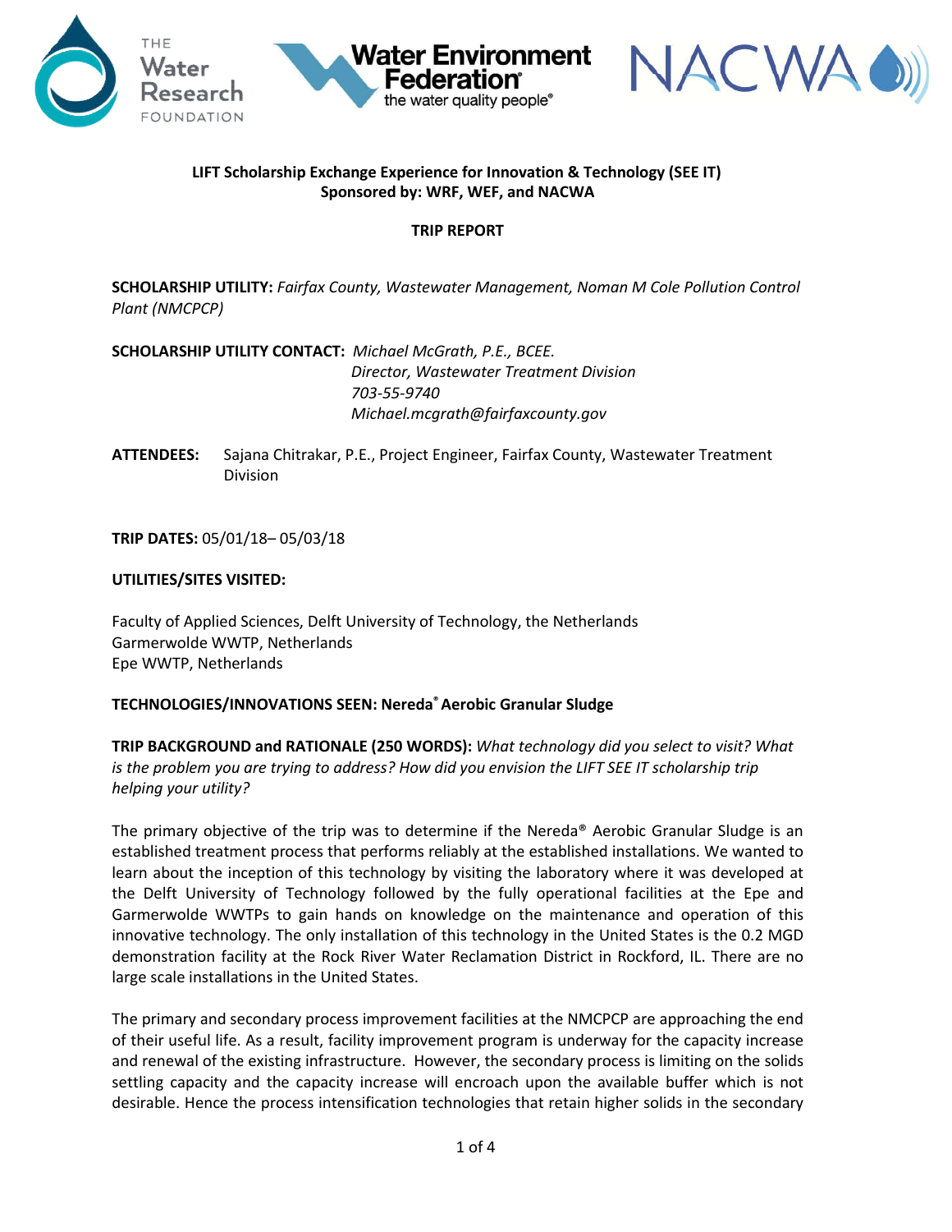**LIFT Scholarship Exchange Experience for Innovation & Technology (SEE IT)**
**Sponsored by: WRF, WEF, and NACWA**

**TRIP REPORT**

**SCHOLARSHIP UTILITY:** *Fairfax County, Wastewater Management, Noman M Cole Pollution Control Plant (NMCPCP)*

**SCHOLARSHIP UTILITY CONTACT:** *Michael McGrath, P.E., BCEE.*
*Director, Wastewater Treatment Division*
*703-55-9740*
*Michael.mcgrath@fairfaxcounty.gov*

**ATTENDEES:** Sajana Chitrakar, P.E., Project Engineer, Fairfax County, Wastewater Treatment Division

**TRIP DATES:** 05/01/18– 05/03/18

**UTILITIES/SITES VISITED:**

Faculty of Applied Sciences, Delft University of Technology, the Netherlands
Garmerwolde WWTP, Netherlands
Epe WWTP, Netherlands

**TECHNOLOGIES/INNOVATIONS SEEN: Nereda® Aerobic Granular Sludge**

**TRIP BACKGROUND and RATIONALE (250 WORDS):** *What technology did you select to visit? What is the problem you are trying to address? How did you envision the LIFT SEE IT scholarship trip helping your utility?*

The primary objective of the trip was to determine if the Nereda® Aerobic Granular Sludge is an established treatment process that performs reliably at the established installations. We wanted to learn about the inception of this technology by visiting the laboratory where it was developed at the Delft University of Technology followed by the fully operational facilities at the Epe and Garmerwolde WWTPs to gain hands on knowledge on the maintenance and operation of this innovative technology. The only installation of this technology in the United States is the 0.2 MGD demonstration facility at the Rock River Water Reclamation District in Rockford, IL. There are no large scale installations in the United States.

The primary and secondary process improvement facilities at the NMCPCP are approaching the end of their useful life. As a result, facility improvement program is underway for the capacity increase and renewal of the existing infrastructure. However, the secondary process is limiting on the solids settling capacity and the capacity increase will encroach upon the available buffer which is not desirable. Hence the process intensification technologies that retain higher solids in the secondary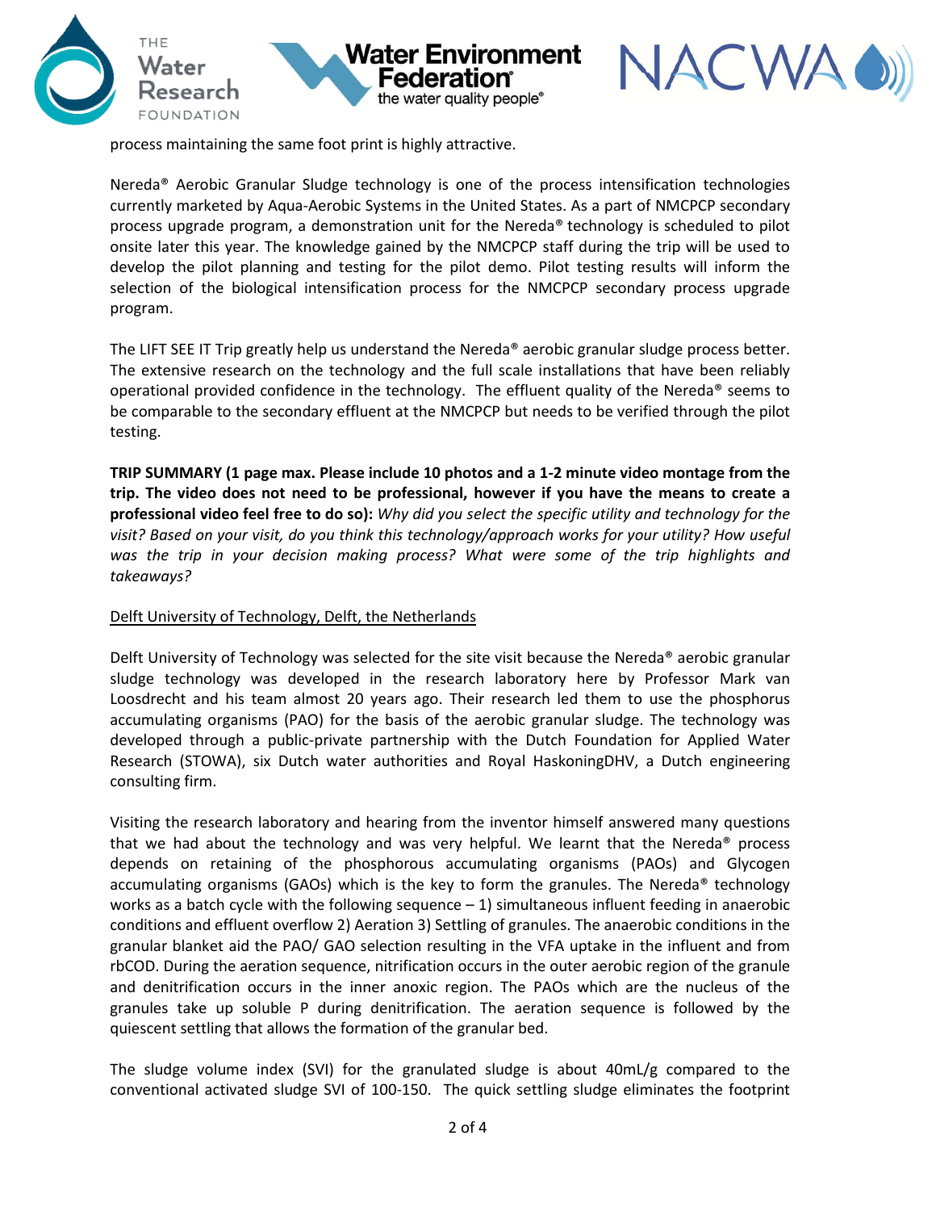process maintaining the same foot print is highly attractive.

Nereda® Aerobic Granular Sludge technology is one of the process intensification technologies currently marketed by Aqua-Aerobic Systems in the United States. As a part of NMCPCP secondary process upgrade program, a demonstration unit for the Nereda® technology is scheduled to pilot onsite later this year. The knowledge gained by the NMCPCP staff during the trip will be used to develop the pilot planning and testing for the pilot demo. Pilot testing results will inform the selection of the biological intensification process for the NMCPCP secondary process upgrade program.

The LIFT SEE IT Trip greatly help us understand the Nereda® aerobic granular sludge process better. The extensive research on the technology and the full scale installations that have been reliably operational provided confidence in the technology. The effluent quality of the Nereda® seems to be comparable to the secondary effluent at the NMCPCP but needs to be verified through the pilot testing.

**TRIP SUMMARY (1 page max. Please include 10 photos and a 1-2 minute video montage from the trip. The video does not need to be professional, however if you have the means to create a professional video feel free to do so):** *Why did you select the specific utility and technology for the visit? Based on your visit, do you think this technology/approach works for your utility? How useful was the trip in your decision making process? What were some of the trip highlights and takeaways?*

Delft University of Technology, Delft, the Netherlands

Delft University of Technology was selected for the site visit because the Nereda® aerobic granular sludge technology was developed in the research laboratory here by Professor Mark van Loosdrecht and his team almost 20 years ago. Their research led them to use the phosphorus accumulating organisms (PAO) for the basis of the aerobic granular sludge. The technology was developed through a public-private partnership with the Dutch Foundation for Applied Water Research (STOWA), six Dutch water authorities and Royal HaskoningDHV, a Dutch engineering consulting firm.

Visiting the research laboratory and hearing from the inventor himself answered many questions that we had about the technology and was very helpful. We learnt that the Nereda® process depends on retaining of the phosphorous accumulating organisms (PAOs) and Glycogen accumulating organisms (GAOs) which is the key to form the granules. The Nereda® technology works as a batch cycle with the following sequence – 1) simultaneous influent feeding in anaerobic conditions and effluent overflow 2) Aeration 3) Settling of granules. The anaerobic conditions in the granular blanket aid the PAO/ GAO selection resulting in the VFA uptake in the influent and from rbCOD. During the aeration sequence, nitrification occurs in the outer aerobic region of the granule and denitrification occurs in the inner anoxic region. The PAOs which are the nucleus of the granules take up soluble P during denitrification. The aeration sequence is followed by the quiescent settling that allows the formation of the granular bed.

The sludge volume index (SVI) for the granulated sludge is about 40mL/g compared to the conventional activated sludge SVI of 100-150. The quick settling sludge eliminates the footprint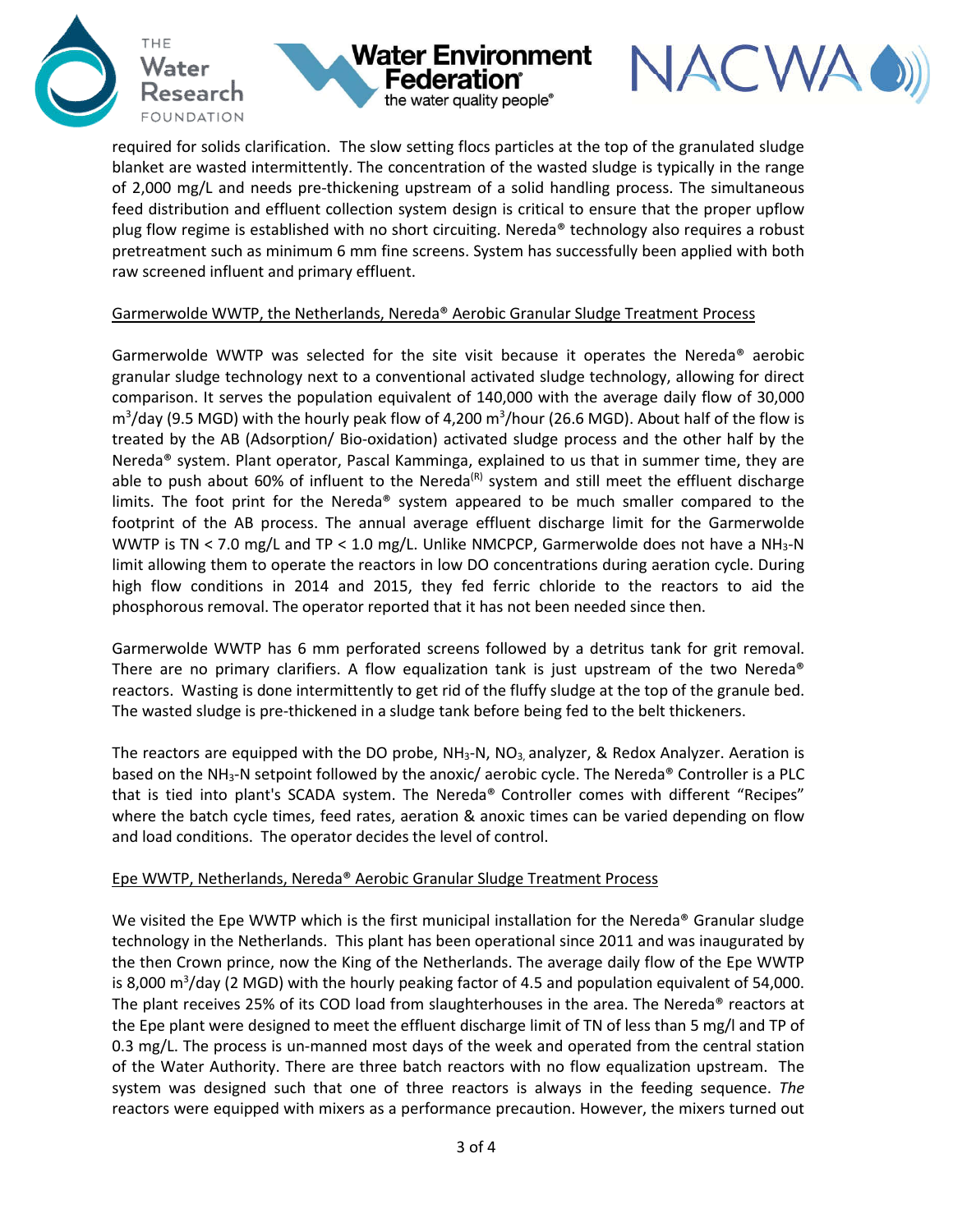required for solids clarification. The slow setting flocs particles at the top of the granulated sludge blanket are wasted intermittently. The concentration of the wasted sludge is typically in the range of 2,000 mg/L and needs pre-thickening upstream of a solid handling process. The simultaneous feed distribution and effluent collection system design is critical to ensure that the proper upflow plug flow regime is established with no short circuiting. Nereda® technology also requires a robust pretreatment such as minimum 6 mm fine screens. System has successfully been applied with both raw screened influent and primary effluent.

<u>Garmerwolde WWTP, the Netherlands, Nereda® Aerobic Granular Sludge Treatment Process</u>

Garmerwolde WWTP was selected for the site visit because it operates the Nereda® aerobic granular sludge technology next to a conventional activated sludge technology, allowing for direct comparison. It serves the population equivalent of 140,000 with the average daily flow of 30,000 $m^3$/day (9.5 MGD) with the hourly peak flow of 4,200 $m^3$/hour (26.6 MGD). About half of the flow is treated by the AB (Adsorption/ Bio-oxidation) activated sludge process and the other half by the Nereda® system. Plant operator, Pascal Kamminga, explained to us that in summer time, they are able to push about 60% of influent to the Nereda(R) system and still meet the effluent discharge limits. The foot print for the Nereda® system appeared to be much smaller compared to the footprint of the AB process. The annual average effluent discharge limit for the Garmerwolde WWTP is TN < 7.0 mg/L and TP < 1.0 mg/L. Unlike NMCPCP, Garmerwolde does not have a $NH_3$-N limit allowing them to operate the reactors in low DO concentrations during aeration cycle. During high flow conditions in 2014 and 2015, they fed ferric chloride to the reactors to aid the phosphorous removal. The operator reported that it has not been needed since then.

Garmerwolde WWTP has 6 mm perforated screens followed by a detritus tank for grit removal. There are no primary clarifiers. A flow equalization tank is just upstream of the two Nereda® reactors. Wasting is done intermittently to get rid of the fluffy sludge at the top of the granule bed. The wasted sludge is pre-thickened in a sludge tank before being fed to the belt thickeners.

The reactors are equipped with the DO probe, $NH_3$-N, $NO_3$, analyzer, & Redox Analyzer. Aeration is based on the $NH_3$-N setpoint followed by the anoxic/ aerobic cycle. The Nereda® Controller is a PLC that is tied into plant's SCADA system. The Nereda® Controller comes with different "Recipes" where the batch cycle times, feed rates, aeration & anoxic times can be varied depending on flow and load conditions. The operator decides the level of control.

<u>Epe WWTP, Netherlands, Nereda® Aerobic Granular Sludge Treatment Process</u>

We visited the Epe WWTP which is the first municipal installation for the Nereda® Granular sludge technology in the Netherlands. This plant has been operational since 2011 and was inaugurated by the then Crown prince, now the King of the Netherlands. The average daily flow of the Epe WWTP is 8,000 $m^3$/day (2 MGD) with the hourly peaking factor of 4.5 and population equivalent of 54,000. The plant receives 25% of its COD load from slaughterhouses in the area. The Nereda® reactors at the Epe plant were designed to meet the effluent discharge limit of TN of less than 5 mg/l and TP of 0.3 mg/L. The process is un-manned most days of the week and operated from the central station of the Water Authority. There are three batch reactors with no flow equalization upstream. The system was designed such that one of three reactors is always in the feeding sequence. *The* reactors were equipped with mixers as a performance precaution. However, the mixers turned out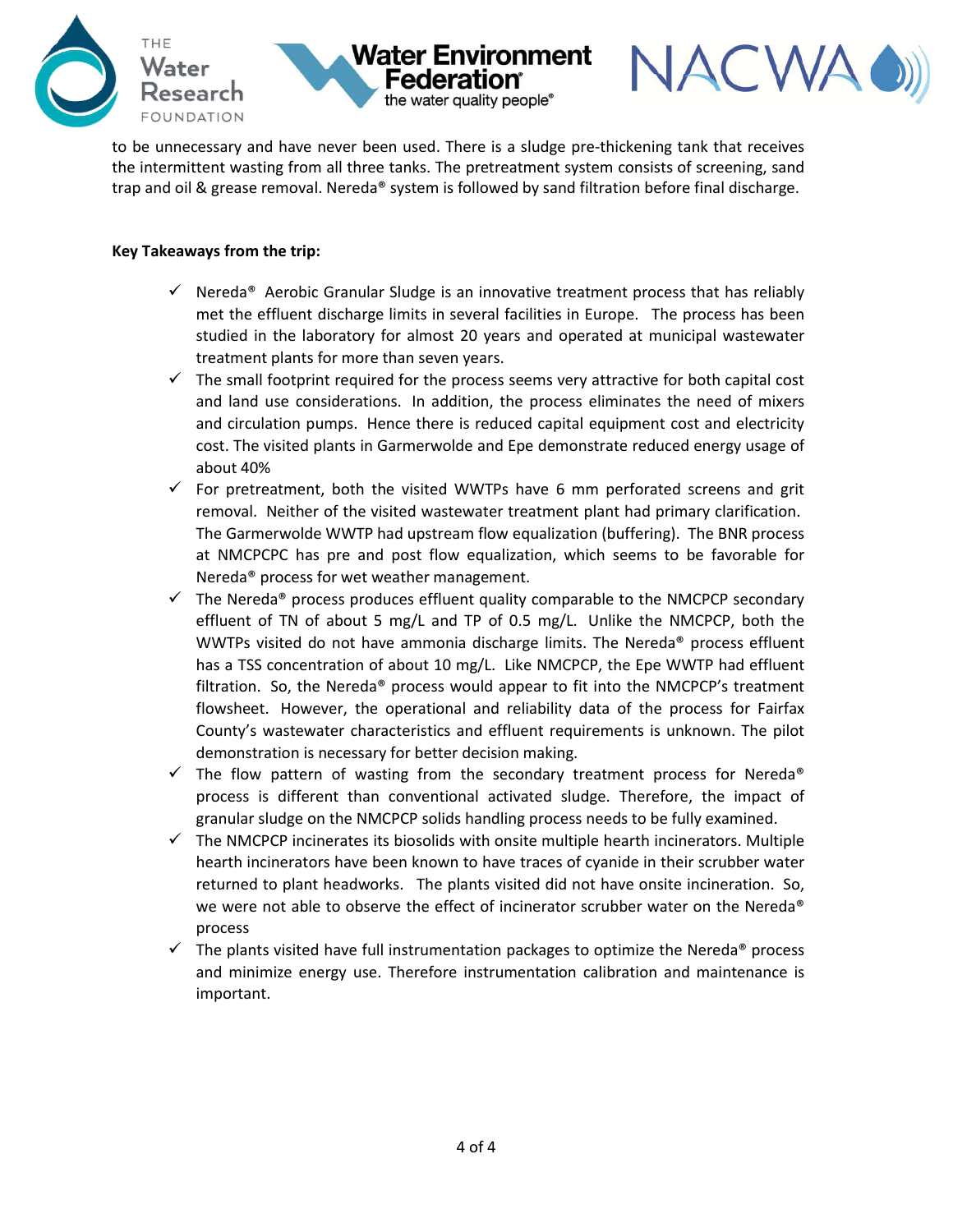to be unnecessary and have never been used. There is a sludge pre-thickening tank that receives the intermittent wasting from all three tanks. The pretreatment system consists of screening, sand trap and oil & grease removal. Nereda® system is followed by sand filtration before final discharge.

**Key Takeaways from the trip:**

- ✓ Nereda® Aerobic Granular Sludge is an innovative treatment process that has reliably met the effluent discharge limits in several facilities in Europe. The process has been studied in the laboratory for almost 20 years and operated at municipal wastewater treatment plants for more than seven years.
- ✓ The small footprint required for the process seems very attractive for both capital cost and land use considerations. In addition, the process eliminates the need of mixers and circulation pumps. Hence there is reduced capital equipment cost and electricity cost. The visited plants in Garmerwolde and Epe demonstrate reduced energy usage of about 40%
- ✓ For pretreatment, both the visited WWTPs have 6 mm perforated screens and grit removal. Neither of the visited wastewater treatment plant had primary clarification. The Garmerwolde WWTP had upstream flow equalization (buffering). The BNR process at NMCPCPC has pre and post flow equalization, which seems to be favorable for Nereda® process for wet weather management.
- ✓ The Nereda® process produces effluent quality comparable to the NMCPCP secondary effluent of TN of about 5 mg/L and TP of 0.5 mg/L. Unlike the NMCPCP, both the WWTPs visited do not have ammonia discharge limits. The Nereda® process effluent has a TSS concentration of about 10 mg/L. Like NMCPCP, the Epe WWTP had effluent filtration. So, the Nereda® process would appear to fit into the NMCPCP's treatment flowsheet. However, the operational and reliability data of the process for Fairfax County's wastewater characteristics and effluent requirements is unknown. The pilot demonstration is necessary for better decision making.
- ✓ The flow pattern of wasting from the secondary treatment process for Nereda® process is different than conventional activated sludge. Therefore, the impact of granular sludge on the NMCPCP solids handling process needs to be fully examined.
- ✓ The NMCPCP incinerates its biosolids with onsite multiple hearth incinerators. Multiple hearth incinerators have been known to have traces of cyanide in their scrubber water returned to plant headworks. The plants visited did not have onsite incineration. So, we were not able to observe the effect of incinerator scrubber water on the Nereda® process
- ✓ The plants visited have full instrumentation packages to optimize the Nereda® process and minimize energy use. Therefore instrumentation calibration and maintenance is important.